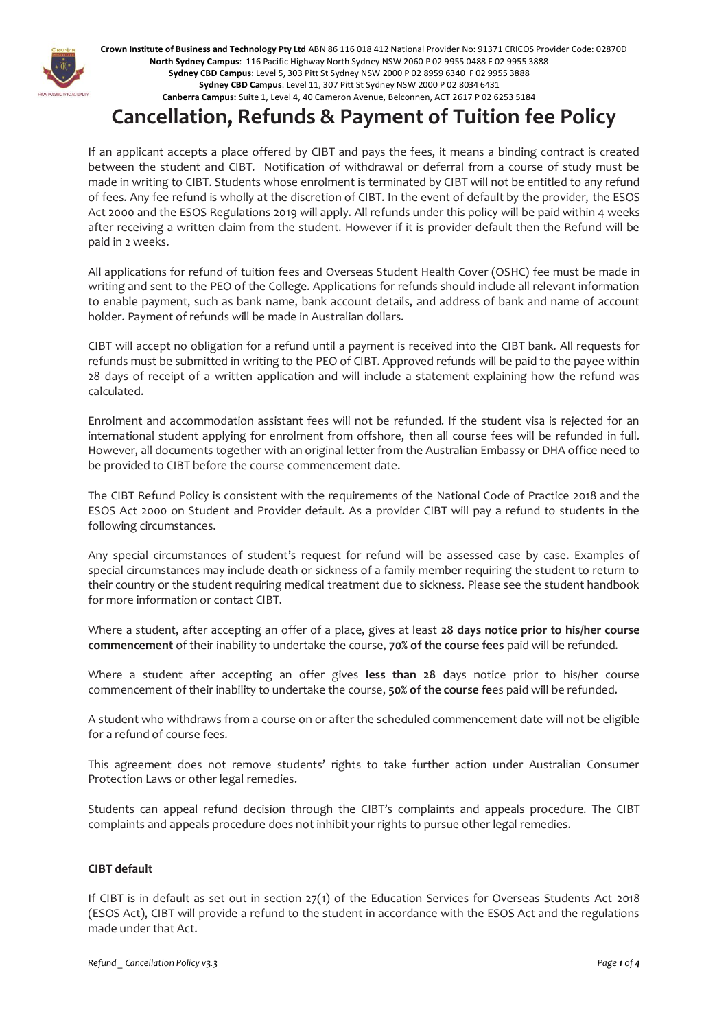**Crown Institute of Business and Technology Pty Ltd** ABN 86 116 018 412 National Provider No: 91371 CRICOS Provider Code: 02870D
**North Sydney Campus**: 116 Pacific Highway North Sydney NSW 2060 P 02 9955 0488 F 02 9955 3888
**Sydney CBD Campus**: Level 5, 303 Pitt St Sydney NSW 2000 P 02 8959 6340 F 02 9955 3888
**Sydney CBD Campus**: Level 11, 307 Pitt St Sydney NSW 2000 P 02 8034 6431
**Canberra Campus:** Suite 1, Level 4, 40 Cameron Avenue, Belconnen, ACT 2617 P 02 6253 5184

# Cancellation, Refunds & Payment of Tuition fee Policy

If an applicant accepts a place offered by CIBT and pays the fees, it means a binding contract is created between the student and CIBT. Notification of withdrawal or deferral from a course of study must be made in writing to CIBT. Students whose enrolment is terminated by CIBT will not be entitled to any refund of fees. Any fee refund is wholly at the discretion of CIBT. In the event of default by the provider, the ESOS Act 2000 and the ESOS Regulations 2019 will apply. All refunds under this policy will be paid within 4 weeks after receiving a written claim from the student. However if it is provider default then the Refund will be paid in 2 weeks.

All applications for refund of tuition fees and Overseas Student Health Cover (OSHC) fee must be made in writing and sent to the PEO of the College. Applications for refunds should include all relevant information to enable payment, such as bank name, bank account details, and address of bank and name of account holder. Payment of refunds will be made in Australian dollars.

CIBT will accept no obligation for a refund until a payment is received into the CIBT bank. All requests for refunds must be submitted in writing to the PEO of CIBT. Approved refunds will be paid to the payee within 28 days of receipt of a written application and will include a statement explaining how the refund was calculated.

Enrolment and accommodation assistant fees will not be refunded. If the student visa is rejected for an international student applying for enrolment from offshore, then all course fees will be refunded in full. However, all documents together with an original letter from the Australian Embassy or DHA office need to be provided to CIBT before the course commencement date.

The CIBT Refund Policy is consistent with the requirements of the National Code of Practice 2018 and the ESOS Act 2000 on Student and Provider default. As a provider CIBT will pay a refund to students in the following circumstances.

Any special circumstances of student's request for refund will be assessed case by case. Examples of special circumstances may include death or sickness of a family member requiring the student to return to their country or the student requiring medical treatment due to sickness. Please see the student handbook for more information or contact CIBT.

Where a student, after accepting an offer of a place, gives at least **28 days notice prior to his/her course commencement** of their inability to undertake the course, **70% of the course fees** paid will be refunded.

Where a student after accepting an offer gives **less than 28 d**ays notice prior to his/her course commencement of their inability to undertake the course, **50% of the course fe**es paid will be refunded.

A student who withdraws from a course on or after the scheduled commencement date will not be eligible for a refund of course fees.

This agreement does not remove students' rights to take further action under Australian Consumer Protection Laws or other legal remedies.

Students can appeal refund decision through the CIBT's complaints and appeals procedure. The CIBT complaints and appeals procedure does not inhibit your rights to pursue other legal remedies.

#### CIBT default

If CIBT is in default as set out in section 27(1) of the Education Services for Overseas Students Act 2018 (ESOS Act), CIBT will provide a refund to the student in accordance with the ESOS Act and the regulations made under that Act.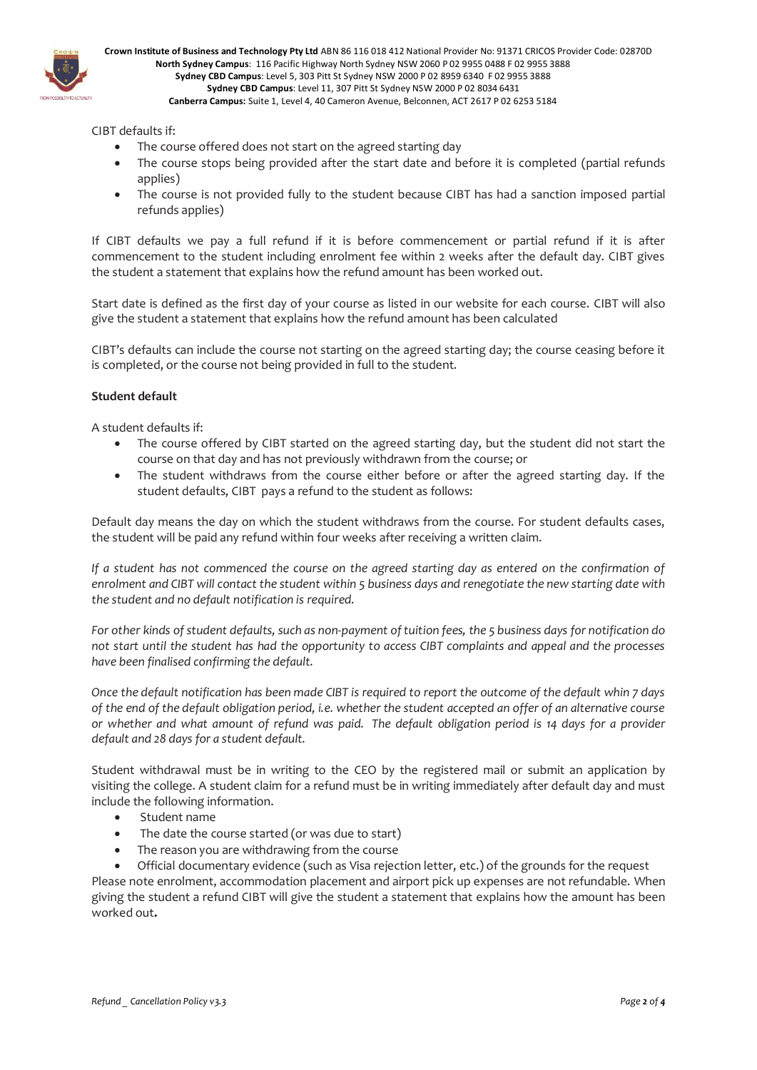CIBT defaults if:

- The course offered does not start on the agreed starting day
- The course stops being provided after the start date and before it is completed (partial refunds applies)
- The course is not provided fully to the student because CIBT has had a sanction imposed partial refunds applies)

If CIBT defaults we pay a full refund if it is before commencement or partial refund if it is after commencement to the student including enrolment fee within 2 weeks after the default day. CIBT gives the student a statement that explains how the refund amount has been worked out.

Start date is defined as the first day of your course as listed in our website for each course. CIBT will also give the student a statement that explains how the refund amount has been calculated

CIBT's defaults can include the course not starting on the agreed starting day; the course ceasing before it is completed, or the course not being provided in full to the student.

**Student default**

A student defaults if:

- The course offered by CIBT started on the agreed starting day, but the student did not start the course on that day and has not previously withdrawn from the course; or
- The student withdraws from the course either before or after the agreed starting day. If the student defaults, CIBT pays a refund to the student as follows:

Default day means the day on which the student withdraws from the course. For student defaults cases, the student will be paid any refund within four weeks after receiving a written claim.

*If a student has not commenced the course on the agreed starting day as entered on the confirmation of enrolment and CIBT will contact the student within 5 business days and renegotiate the new starting date with the student and no default notification is required.*

*For other kinds of student defaults, such as non-payment of tuition fees, the 5 business days for notification do not start until the student has had the opportunity to access CIBT complaints and appeal and the processes have been finalised confirming the default.*

*Once the default notification has been made CIBT is required to report the outcome of the default whin 7 days of the end of the default obligation period, i.e. whether the student accepted an offer of an alternative course or whether and what amount of refund was paid. The default obligation period is 14 days for a provider default and 28 days for a student default.*

Student withdrawal must be in writing to the CEO by the registered mail or submit an application by visiting the college. A student claim for a refund must be in writing immediately after default day and must include the following information.

- Student name
- The date the course started (or was due to start)
- The reason you are withdrawing from the course
- Official documentary evidence (such as Visa rejection letter, etc.) of the grounds for the request

Please note enrolment, accommodation placement and airport pick up expenses are not refundable. When giving the student a refund CIBT will give the student a statement that explains how the amount has been worked out**.**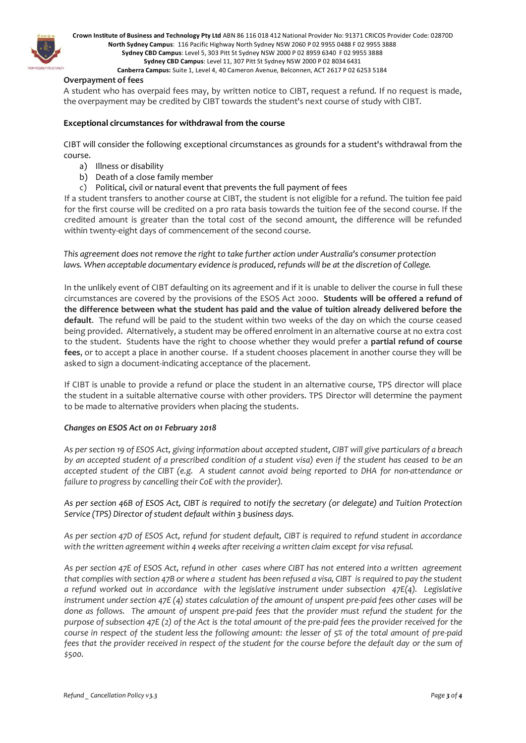**Overpayment of fees**

A student who has overpaid fees may, by written notice to CIBT, request a refund. If no request is made, the overpayment may be credited by CIBT towards the student's next course of study with CIBT.

**Exceptional circumstances for withdrawal from the course**

CIBT will consider the following exceptional circumstances as grounds for a student's withdrawal from the course.

a) Illness or disability
b) Death of a close family member
c) Political, civil or natural event that prevents the full payment of fees

If a student transfers to another course at CIBT, the student is not eligible for a refund. The tuition fee paid for the first course will be credited on a pro rata basis towards the tuition fee of the second course. If the credited amount is greater than the total cost of the second amount, the difference will be refunded within twenty-eight days of commencement of the second course.

*This agreement does not remove the right to take further action under Australia's consumer protection laws. When acceptable documentary evidence is produced, refunds will be at the discretion of College.*

In the unlikely event of CIBT defaulting on its agreement and if it is unable to deliver the course in full these circumstances are covered by the provisions of the ESOS Act 2000. **Students will be offered a refund of the difference between what the student has paid and the value of tuition already delivered before the default**. The refund will be paid to the student within two weeks of the day on which the course ceased being provided. Alternatively, a student may be offered enrolment in an alternative course at no extra cost to the student. Students have the right to choose whether they would prefer a **partial refund of course fees**, or to accept a place in another course. If a student chooses placement in another course they will be asked to sign a document-indicating acceptance of the placement.

If CIBT is unable to provide a refund or place the student in an alternative course, TPS director will place the student in a suitable alternative course with other providers. TPS Director will determine the payment to be made to alternative providers when placing the students.

***Changes on ESOS Act on 01 February 2018***

*As per section 19 of ESOS Act, giving information about accepted student, CIBT will give particulars of a breach by an accepted student of a prescribed condition of a student visa) even if the student has ceased to be an accepted student of the CIBT (e.g. A student cannot avoid being reported to DHA for non-attendance or failure to progress by cancelling their CoE with the provider).*

*As per section 46B of ESOS Act, CIBT is required to notify the secretary (or delegate) and Tuition Protection Service (TPS) Director of student default within 3 business days.*

*As per section 47D of ESOS Act, refund for student default, CIBT is required to refund student in accordance with the written agreement within 4 weeks after receiving a written claim except for visa refusal.*

*As per section 47E of ESOS Act, refund in other cases where CIBT has not entered into a written agreement that complies with section 47B or where a student has been refused a visa, CIBT is required to pay the student a refund worked out in accordance with the legislative instrument under subsection 47E(4). Legislative instrument under section 47E (4) states calculation of the amount of unspent pre-paid fees other cases will be done as follows. The amount of unspent pre-paid fees that the provider must refund the student for the purpose of subsection 47E (2) of the Act is the total amount of the pre-paid fees the provider received for the course in respect of the student less the following amount: the lesser of 5% of the total amount of pre-paid fees that the provider received in respect of the student for the course before the default day or the sum of $500.*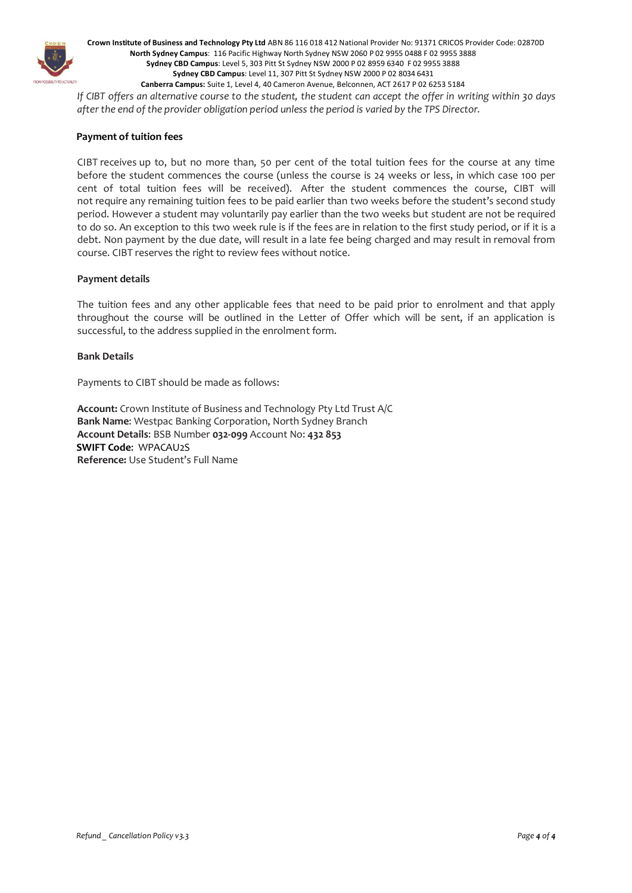*If CIBT offers an alternative course to the student, the student can accept the offer in writing within 30 days after the end of the provider obligation period unless the period is varied by the TPS Director.*

**Payment of tuition fees**

CIBT receives up to, but no more than, 50 per cent of the total tuition fees for the course at any time before the student commences the course (unless the course is 24 weeks or less, in which case 100 per cent of total tuition fees will be received). After the student commences the course, CIBT will not require any remaining tuition fees to be paid earlier than two weeks before the student's second study period. However a student may voluntarily pay earlier than the two weeks but student are not be required to do so. An exception to this two week rule is if the fees are in relation to the first study period, or if it is a debt. Non payment by the due date, will result in a late fee being charged and may result in removal from course. CIBT reserves the right to review fees without notice.

**Payment details**

The tuition fees and any other applicable fees that need to be paid prior to enrolment and that apply throughout the course will be outlined in the Letter of Offer which will be sent, if an application is successful, to the address supplied in the enrolment form.

**Bank Details**

Payments to CIBT should be made as follows:

**Account:** Crown Institute of Business and Technology Pty Ltd Trust A/C
**Bank Name**: Westpac Banking Corporation, North Sydney Branch
**Account Details**: BSB Number **032-099** Account No: **432 853**
**SWIFT Code**: WPACAU2S
**Reference:** Use Student's Full Name